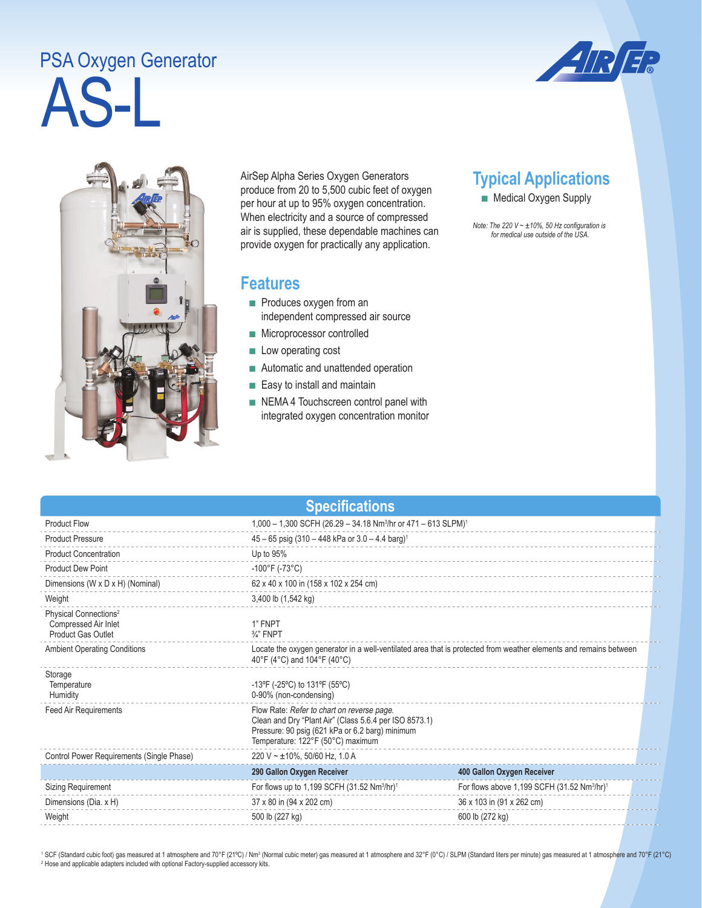# PSA Oxygen Generator

# AS-L

AirSep Alpha Series Oxygen Generators produce from 20 to 5,500 cubic feet of oxygen per hour at up to 95% oxygen concentration. When electricity and a source of compressed air is supplied, these dependable machines can provide oxygen for practically any application.

## Features

- Produces oxygen from an independent compressed air source
- Microprocessor controlled
- Low operating cost
- Automatic and unattended operation
- Easy to install and maintain
- NEMA 4 Touchscreen control panel with integrated oxygen concentration monitor

## Typical Applications

- Medical Oxygen Supply

*Note: The 220 V ~ ±10%, 50 Hz configuration is for medical use outside of the USA.*

## Specifications

| | | |
|---|---|---|
| Product Flow | 1,000 – 1,300 SCFH (26.29 – 34.18 Nm³/hr or 471 – 613 SLPM)[1] | |
| Product Pressure | 45 – 65 psig (310 – 448 kPa or 3.0 – 4.4 barg)[1] | |
| Product Concentration | Up to 95% | |
| Product Dew Point | -100°F (-73°C) | |
| Dimensions (W x D x H) (Nominal) | 62 x 40 x 100 in (158 x 102 x 254 cm) | |
| Weight | 3,400 lb (1,542 kg) | |
| Physical Connections[2]<br>Compressed Air Inlet<br>Product Gas Outlet | <br>1" FNPT<br>¾" FNPT | |
| Ambient Operating Conditions | Locate the oxygen generator in a well-ventilated area that is protected from weather elements and remains between 40°F (4°C) and 104°F (40°C) | |
| Storage<br>Temperature<br>Humidity | <br>-13ºF (-25ºC) to 131ºF (55ºC)<br>0-90% (non-condensing) | |
| Feed Air Requirements | Flow Rate: *Refer to chart on reverse page.*<br>Clean and Dry "Plant Air" (Class 5.6.4 per ISO 8573.1)<br>Pressure: 90 psig (621 kPa or 6.2 barg) minimum<br>Temperature: 122°F (50°C) maximum | |
| Control Power Requirements (Single Phase) | 220 V ~ ±10%, 50/60 Hz, 1.0 A | |
| | **290 Gallon Oxygen Receiver** | **400 Gallon Oxygen Receiver** |
| Sizing Requirement | For flows up to 1,199 SCFH (31.52 Nm³/hr)[1] | For flows above 1,199 SCFH (31.52 Nm³/hr)[1] |
| Dimensions (Dia. x H) | 37 x 80 in (94 x 202 cm) | 36 x 103 in (91 x 262 cm) |
| Weight | 500 lb (227 kg) | 600 lb (272 kg) |

[1] SCF (Standard cubic foot) gas measured at 1 atmosphere and 70°F (21ºC) / Nm³ (Normal cubic meter) gas measured at 1 atmosphere and 32°F (0°C) / SLPM (Standard liters per minute) gas measured at 1 atmosphere and 70°F (21°C)
[2] Hose and applicable adapters included with optional Factory-supplied accessory kits.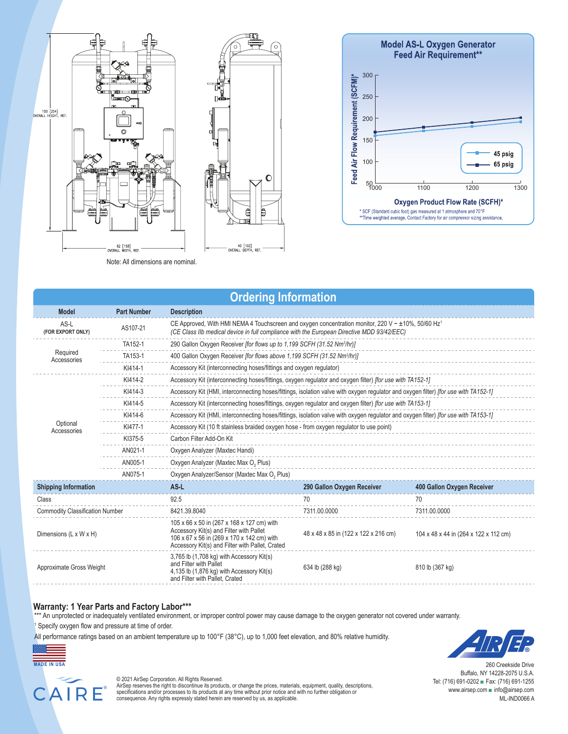100 [254]
OVERALL HEIGHT, REF.

62 [158]
OVERALL WIDTH, REF.

40 [102]
OVERALL DEPTH, REF.

Note: All dimensions are nominal.

**Model AS-L Oxygen Generator Feed Air Requirement****

Feed Air Flow Requirement (SCFM)*

300
250
200
150
100
50

1000
1100
1200
1300

45 psig
65 psig

Oxygen Product Flow Rate (SCFH)*

* SCF (Standard cubic foot) gas measured at 1 atmosphere and 70°F
**Time weighted average. Contact Factory for air compressor sizing assistance.

## Ordering Information

| Model | Part Number | Description |
|---|---|---|
| AS-L (FOR EXPORT ONLY) | AS107-21 | CE Approved, With HMI NEMA 4 Touchscreen and oxygen concentration monitor, 220 V ~ ±10%, 50/60 Hz[1] *(CE Class IIb medical device in full compliance with the European Directive MDD 93/42/EEC)* |
| Required Accessories | TA152-1 | 290 Gallon Oxygen Receiver *[for flows up to 1,199 SCFH (31.52 Nm³/hr)]* |
| | TA153-1 | 400 Gallon Oxygen Receiver *[for flows above 1,199 SCFH (31.52 Nm³/hr)]* |
| | KI414-1 | Accessory Kit (interconnecting hoses/fittings and oxygen regulator) |
| Optional Accessories | KI414-2 | Accessory Kit (interconnecting hoses/fittings, oxygen regulator and oxygen filter) *[for use with TA152-1]* |
| | KI414-3 | Accessory Kit (HMI, interconnecting hoses/fittings, isolation valve with oxygen regulator and oxygen filter) *[for use with TA152-1]* |
| | KI414-5 | Accessory Kit (interconnecting hoses/fittings, oxygen regulator and oxygen filter) *[for use with TA153-1]* |
| | KI414-6 | Accessory Kit (HMI, interconnecting hoses/fittings, isolation valve with oxygen regulator and oxygen filter) *[for use with TA153-1]* |
| | KI477-1 | Accessory Kit (10 ft stainless braided oxygen hose - from oxygen regulator to use point) |
| | KI375-5 | Carbon Filter Add-On Kit |
| | AN021-1 | Oxygen Analyzer (Maxtec Handi) |
| | AN005-1 | Oxygen Analyzer (Maxtec Max $O_2$ Plus) |
| | AN075-1 | Oxygen Analyzer/Sensor (Maxtec Max $O_2$ Plus) |

| Shipping Information | AS-L | 290 Gallon Oxygen Receiver | 400 Gallon Oxygen Receiver |
|---|---|---|---|
| Class | 92.5 | 70 | 70 |
| Commodity Classification Number | 8421.39.8040 | 7311.00.0000 | 7311.00.0000 |
| Dimensions (L x W x H) | 105 x 66 x 50 in (267 x 168 x 127 cm) with Accessory Kit(s) and Filter with Pallet 106 x 67 x 56 in (269 x 170 x 142 cm) with Accessory Kit(s) and Filter with Pallet, Crated | 48 x 48 x 85 in (122 x 122 x 216 cm) | 104 x 48 x 44 in (264 x 122 x 112 cm) |
| Approximate Gross Weight | 3,765 lb (1,708 kg) with Accessory Kit(s) and Filter with Pallet 4,135 lb (1,876 kg) with Accessory Kit(s) and Filter with Pallet, Crated | 634 lb (288 kg) | 810 lb (367 kg) |

**Warranty: 1 Year Parts and Factory Labor*****

*** An unprotected or inadequately ventilated environment, or improper control power may cause damage to the oxygen generator not covered under warranty.

[1] Specify oxygen flow and pressure at time of order.

All performance ratings based on an ambient temperature up to 100°F (38°C), up to 1,000 feet elevation, and 80% relative humidity.

MADE IN USA

CAIRE

© 2021 AirSep Corporation. All Rights Reserved.
AirSep reserves the right to discontinue its products, or change the prices, materials, equipment, quality, descriptions, specifications and/or processes to its products at any time without prior notice and with no further obligation or consequence. Any rights expressly stated herein are reserved by us, as applicable.

AIRSEP®

260 Creekside Drive
Buffalo, NY 14228-2075 U.S.A.
Tel: (716) 691-0202 ■ Fax: (716) 691-1255
www.airsep.com ■ info@airsep.com
ML-IND0066 A